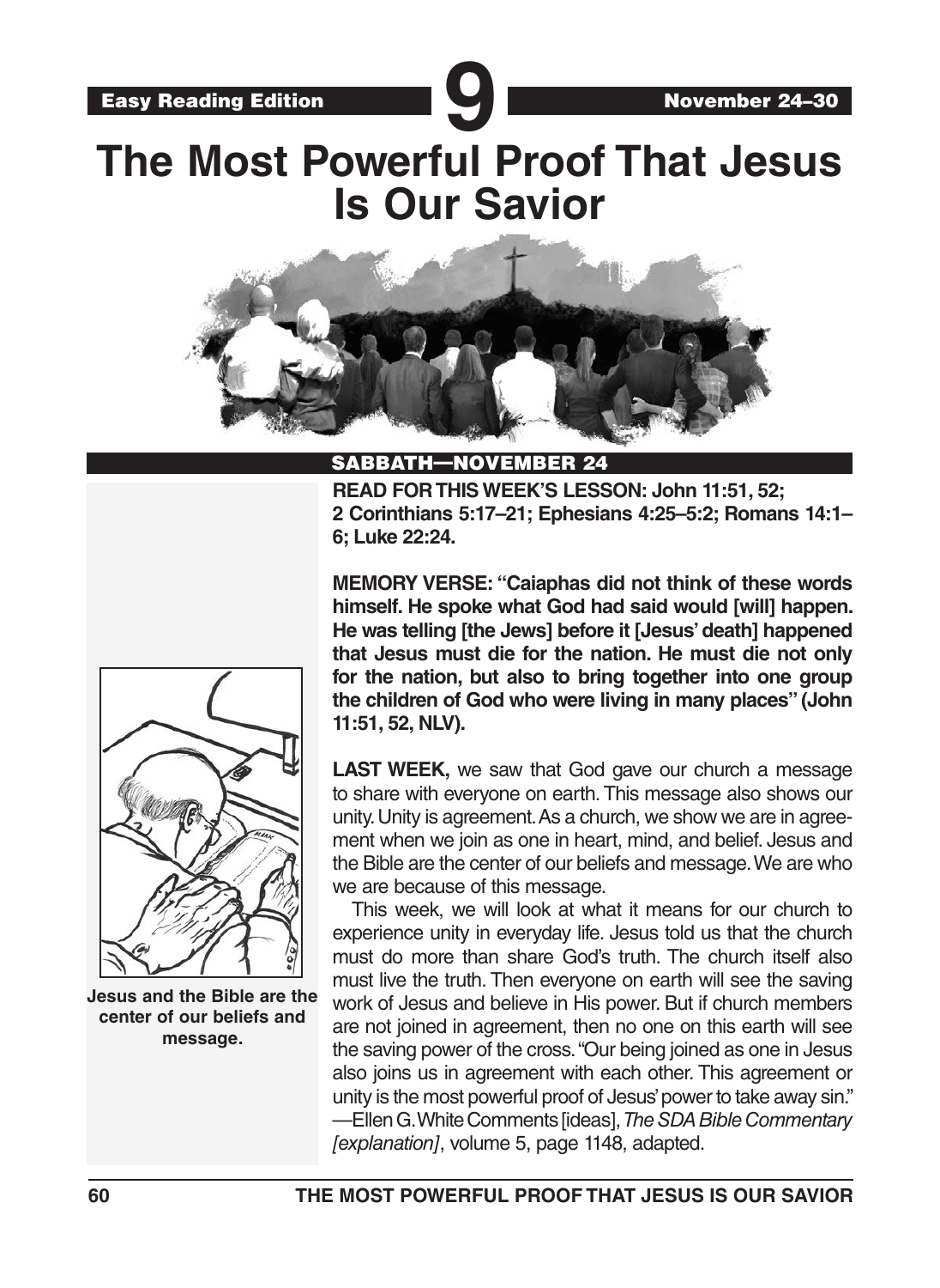Easy Reading Edition **9** November 24–30

# The Most Powerful Proof That Jesus Is Our Savior

## SABBATH—NOVEMBER 24

**READ FOR THIS WEEK'S LESSON: John 11:51, 52; 2 Corinthians 5:17–21; Ephesians 4:25–5:2; Romans 14:1–6; Luke 22:24.**

**MEMORY VERSE: "Caiaphas did not think of these words himself. He spoke what God had said would [will] happen. He was telling [the Jews] before it [Jesus' death] happened that Jesus must die for the nation. He must die not only for the nation, but also to bring together into one group the children of God who were living in many places" (John 11:51, 52, NLV).**

**Jesus and the Bible are the center of our beliefs and message.**

**LAST WEEK,** we saw that God gave our church a message to share with everyone on earth. This message also shows our unity. Unity is agreement. As a church, we show we are in agreement when we join as one in heart, mind, and belief. Jesus and the Bible are the center of our beliefs and message. We are who we are because of this message.

This week, we will look at what it means for our church to experience unity in everyday life. Jesus told us that the church must do more than share God's truth. The church itself also must live the truth. Then everyone on earth will see the saving work of Jesus and believe in His power. But if church members are not joined in agreement, then no one on this earth will see the saving power of the cross. "Our being joined as one in Jesus also joins us in agreement with each other. This agreement or unity is the most powerful proof of Jesus' power to take away sin." —Ellen G. White Comments [ideas], *The SDA Bible Commentary [explanation]*, volume 5, page 1148, adapted.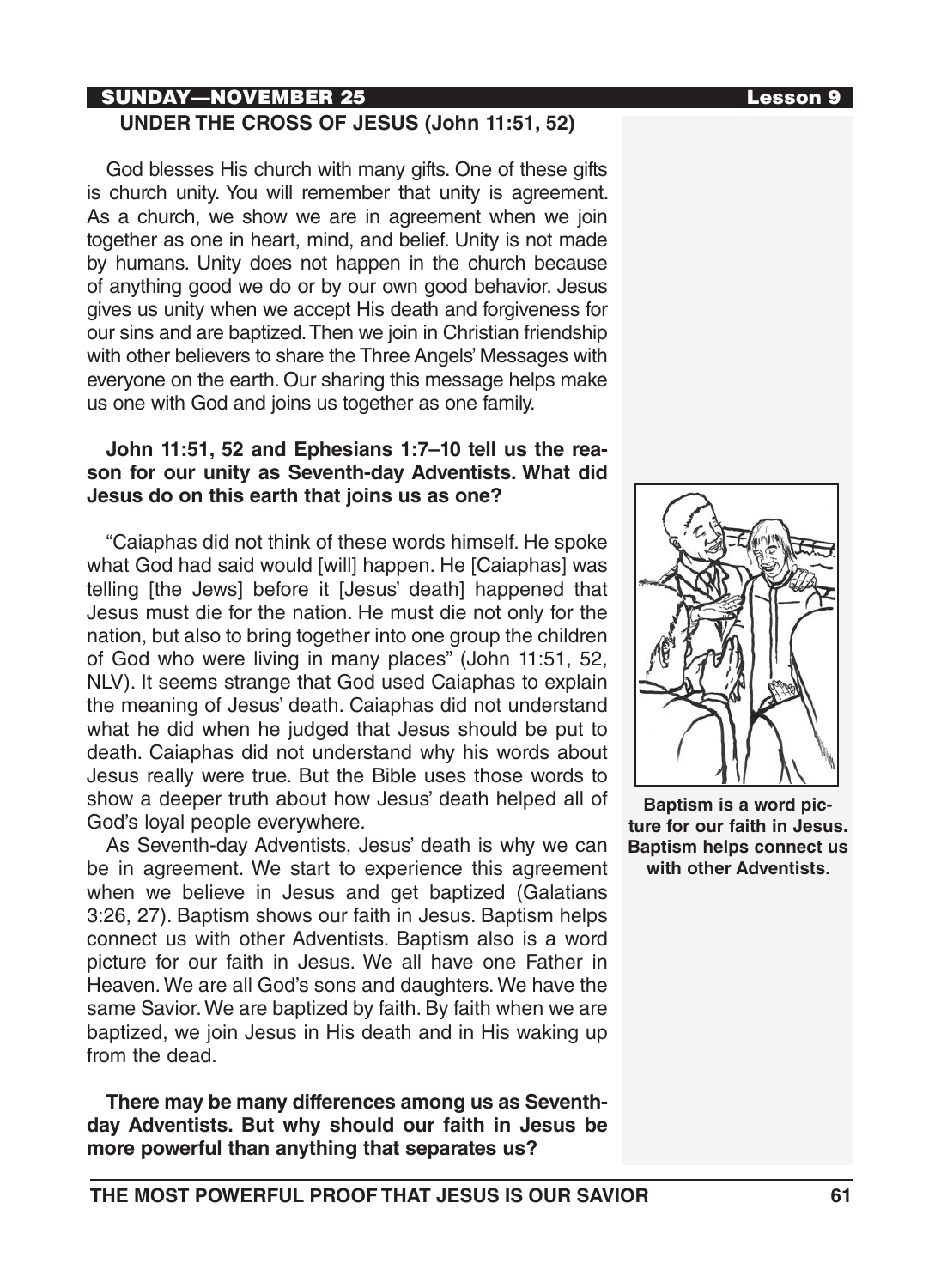## SUNDAY—NOVEMBER 25

### UNDER THE CROSS OF JESUS (John 11:51, 52)

God blesses His church with many gifts. One of these gifts is church unity. You will remember that unity is agreement. As a church, we show we are in agreement when we join together as one in heart, mind, and belief. Unity is not made by humans. Unity does not happen in the church because of anything good we do or by our own good behavior. Jesus gives us unity when we accept His death and forgiveness for our sins and are baptized. Then we join in Christian friendship with other believers to share the Three Angels' Messages with everyone on the earth. Our sharing this message helps make us one with God and joins us together as one family.

**John 11:51, 52 and Ephesians 1:7–10 tell us the reason for our unity as Seventh-day Adventists. What did Jesus do on this earth that joins us as one?**

"Caiaphas did not think of these words himself. He spoke what God had said would [will] happen. He [Caiaphas] was telling [the Jews] before it [Jesus' death] happened that Jesus must die for the nation. He must die not only for the nation, but also to bring together into one group the children of God who were living in many places" (John 11:51, 52, NLV). It seems strange that God used Caiaphas to explain the meaning of Jesus' death. Caiaphas did not understand what he did when he judged that Jesus should be put to death. Caiaphas did not understand why his words about Jesus really were true. But the Bible uses those words to show a deeper truth about how Jesus' death helped all of God's loyal people everywhere.

As Seventh-day Adventists, Jesus' death is why we can be in agreement. We start to experience this agreement when we believe in Jesus and get baptized (Galatians 3:26, 27). Baptism shows our faith in Jesus. Baptism helps connect us with other Adventists. Baptism also is a word picture for our faith in Jesus. We all have one Father in Heaven. We are all God's sons and daughters. We have the same Savior. We are baptized by faith. By faith when we are baptized, we join Jesus in His death and in His waking up from the dead.

**Baptism is a word picture for our faith in Jesus. Baptism helps connect us with other Adventists.**

**There may be many differences among us as Seventh-day Adventists. But why should our faith in Jesus be more powerful than anything that separates us?**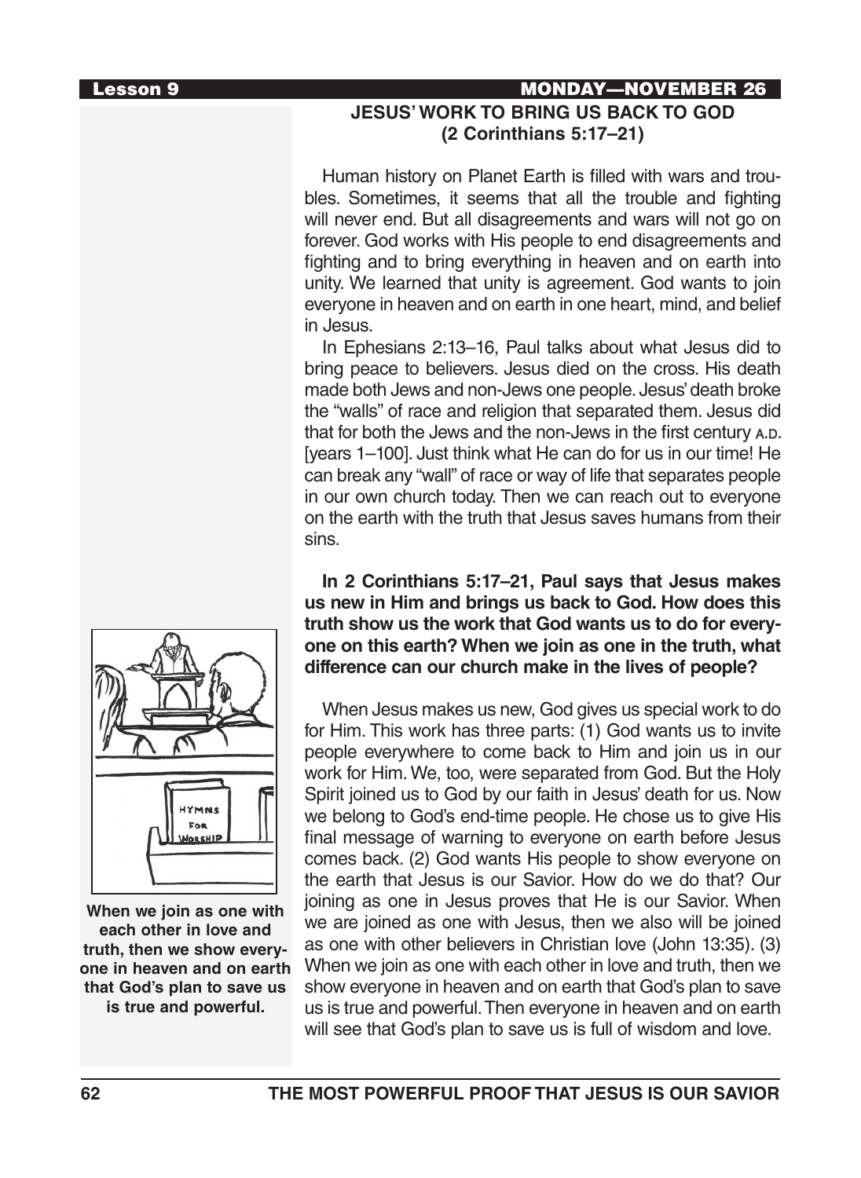## JESUS' WORK TO BRING US BACK TO GOD (2 Corinthians 5:17–21)

Human history on Planet Earth is filled with wars and troubles. Sometimes, it seems that all the trouble and fighting will never end. But all disagreements and wars will not go on forever. God works with His people to end disagreements and fighting and to bring everything in heaven and on earth into unity. We learned that unity is agreement. God wants to join everyone in heaven and on earth in one heart, mind, and belief in Jesus.

In Ephesians 2:13–16, Paul talks about what Jesus did to bring peace to believers. Jesus died on the cross. His death made both Jews and non-Jews one people. Jesus' death broke the "walls" of race and religion that separated them. Jesus did that for both the Jews and the non-Jews in the first century A.D. [years 1–100]. Just think what He can do for us in our time! He can break any "wall" of race or way of life that separates people in our own church today. Then we can reach out to everyone on the earth with the truth that Jesus saves humans from their sins.

**In 2 Corinthians 5:17–21, Paul says that Jesus makes us new in Him and brings us back to God. How does this truth show us the work that God wants us to do for everyone on this earth? When we join as one in the truth, what difference can our church make in the lives of people?**

When Jesus makes us new, God gives us special work to do for Him. This work has three parts: (1) God wants us to invite people everywhere to come back to Him and join us in our work for Him. We, too, were separated from God. But the Holy Spirit joined us to God by our faith in Jesus' death for us. Now we belong to God's end-time people. He chose us to give His final message of warning to everyone on earth before Jesus comes back. (2) God wants His people to show everyone on the earth that Jesus is our Savior. How do we do that? Our joining as one in Jesus proves that He is our Savior. When we are joined as one with Jesus, then we also will be joined as one with other believers in Christian love (John 13:35). (3) When we join as one with each other in love and truth, then we show everyone in heaven and on earth that God's plan to save us is true and powerful. Then everyone in heaven and on earth will see that God's plan to save us is full of wisdom and love.

**When we join as one with each other in love and truth, then we show everyone in heaven and on earth that God's plan to save us is true and powerful.**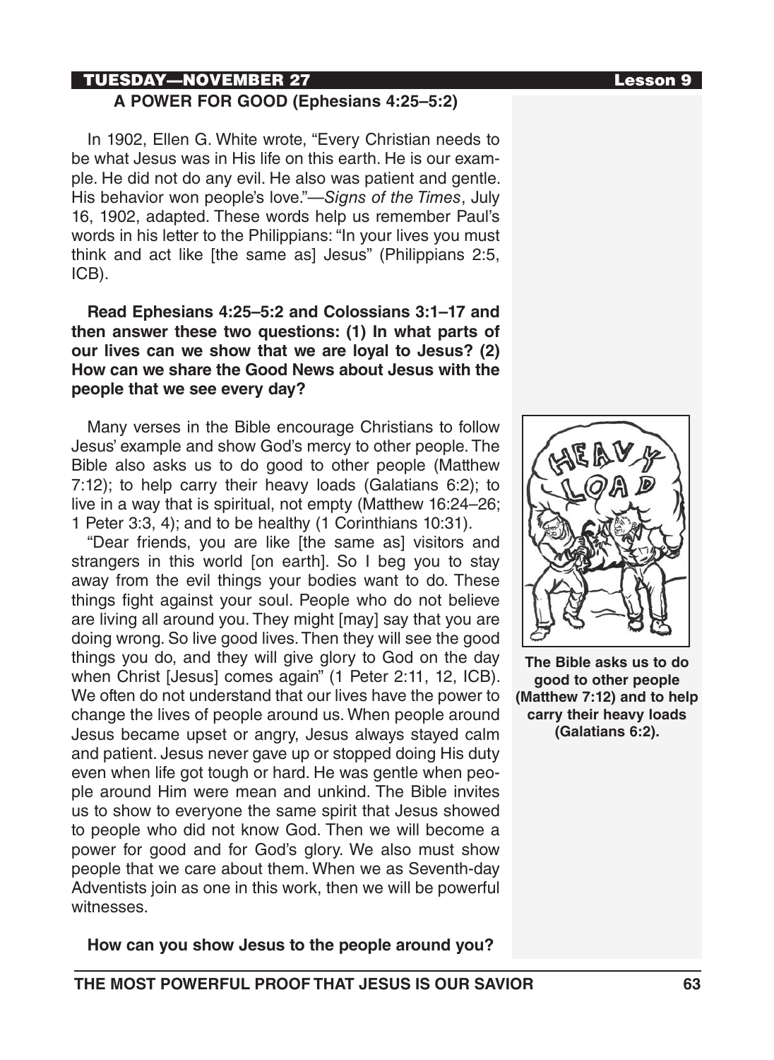TUESDAY—NOVEMBER 27

## A POWER FOR GOOD (Ephesians 4:25–5:2)

In 1902, Ellen G. White wrote, “Every Christian needs to be what Jesus was in His life on this earth. He is our example. He did not do any evil. He also was patient and gentle. His behavior won people’s love.”—*Signs of the Times*, July 16, 1902, adapted. These words help us remember Paul’s words in his letter to the Philippians: “In your lives you must think and act like [the same as] Jesus” (Philippians 2:5, ICB).

**Read Ephesians 4:25–5:2 and Colossians 3:1–17 and then answer these two questions: (1) In what parts of our lives can we show that we are loyal to Jesus? (2) How can we share the Good News about Jesus with the people that we see every day?**

Many verses in the Bible encourage Christians to follow Jesus’ example and show God’s mercy to other people. The Bible also asks us to do good to other people (Matthew 7:12); to help carry their heavy loads (Galatians 6:2); to live in a way that is spiritual, not empty (Matthew 16:24–26; 1 Peter 3:3, 4); and to be healthy (1 Corinthians 10:31).

“Dear friends, you are like [the same as] visitors and strangers in this world [on earth]. So I beg you to stay away from the evil things your bodies want to do. These things fight against your soul. People who do not believe are living all around you. They might [may] say that you are doing wrong. So live good lives. Then they will see the good things you do, and they will give glory to God on the day when Christ [Jesus] comes again” (1 Peter 2:11, 12, ICB). We often do not understand that our lives have the power to change the lives of people around us. When people around Jesus became upset or angry, Jesus always stayed calm and patient. Jesus never gave up or stopped doing His duty even when life got tough or hard. He was gentle when people around Him were mean and unkind. The Bible invites us to show to everyone the same spirit that Jesus showed to people who did not know God. Then we will become a power for good and for God’s glory. We also must show people that we care about them. When we as Seventh-day Adventists join as one in this work, then we will be powerful witnesses.

**The Bible asks us to do good to other people (Matthew 7:12) and to help carry their heavy loads (Galatians 6:2).**

**How can you show Jesus to the people around you?**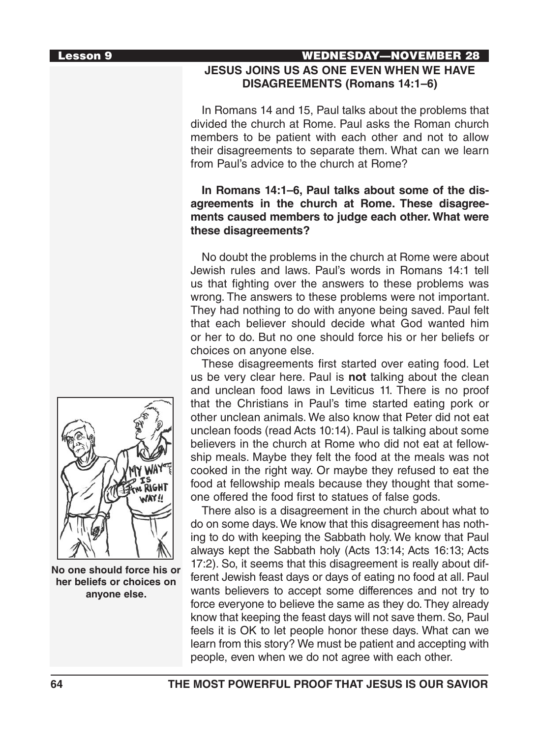## JESUS JOINS US AS ONE EVEN WHEN WE HAVE DISAGREEMENTS (Romans 14:1–6)

In Romans 14 and 15, Paul talks about the problems that divided the church at Rome. Paul asks the Roman church members to be patient with each other and not to allow their disagreements to separate them. What can we learn from Paul's advice to the church at Rome?

**In Romans 14:1–6, Paul talks about some of the disagreements in the church at Rome. These disagreements caused members to judge each other. What were these disagreements?**

No doubt the problems in the church at Rome were about Jewish rules and laws. Paul's words in Romans 14:1 tell us that fighting over the answers to these problems was wrong. The answers to these problems were not important. They had nothing to do with anyone being saved. Paul felt that each believer should decide what God wanted him or her to do. But no one should force his or her beliefs or choices on anyone else.

These disagreements first started over eating food. Let us be very clear here. Paul is **not** talking about the clean and unclean food laws in Leviticus 11. There is no proof that the Christians in Paul's time started eating pork or other unclean animals. We also know that Peter did not eat unclean foods (read Acts 10:14). Paul is talking about some believers in the church at Rome who did not eat at fellowship meals. Maybe they felt the food at the meals was not cooked in the right way. Or maybe they refused to eat the food at fellowship meals because they thought that someone offered the food first to statues of false gods.

There also is a disagreement in the church about what to do on some days. We know that this disagreement has nothing to do with keeping the Sabbath holy. We know that Paul always kept the Sabbath holy (Acts 13:14; Acts 16:13; Acts 17:2). So, it seems that this disagreement is really about different Jewish feast days or days of eating no food at all. Paul wants believers to accept some differences and not try to force everyone to believe the same as they do. They already know that keeping the feast days will not save them. So, Paul feels it is OK to let people honor these days. What can we learn from this story? We must be patient and accepting with people, even when we do not agree with each other.

**No one should force his or her beliefs or choices on anyone else.**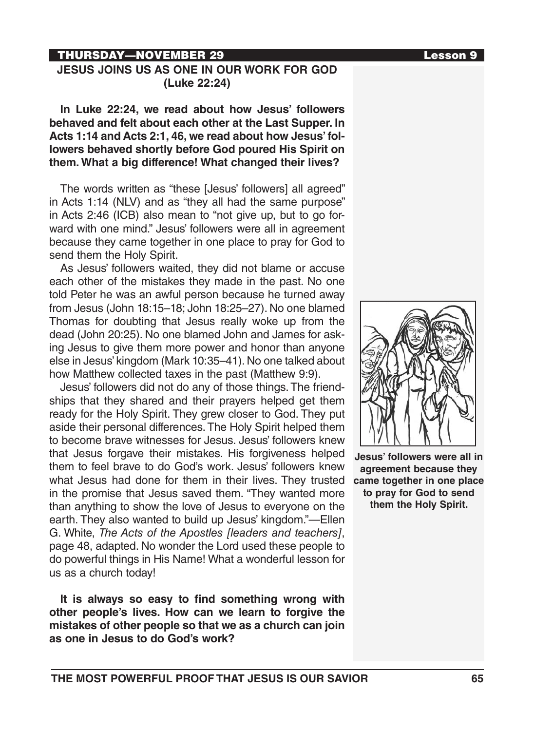THURSDAY—NOVEMBER 29 Lesson 9

## JESUS JOINS US AS ONE IN OUR WORK FOR GOD (Luke 22:24)

**In Luke 22:24, we read about how Jesus' followers behaved and felt about each other at the Last Supper. In Acts 1:14 and Acts 2:1, 46, we read about how Jesus' followers behaved shortly before God poured His Spirit on them. What a big difference! What changed their lives?**

The words written as "these [Jesus' followers] all agreed" in Acts 1:14 (NLV) and as "they all had the same purpose" in Acts 2:46 (ICB) also mean to "not give up, but to go forward with one mind." Jesus' followers were all in agreement because they came together in one place to pray for God to send them the Holy Spirit.

As Jesus' followers waited, they did not blame or accuse each other of the mistakes they made in the past. No one told Peter he was an awful person because he turned away from Jesus (John 18:15–18; John 18:25–27). No one blamed Thomas for doubting that Jesus really woke up from the dead (John 20:25). No one blamed John and James for asking Jesus to give them more power and honor than anyone else in Jesus' kingdom (Mark 10:35–41). No one talked about how Matthew collected taxes in the past (Matthew 9:9).

Jesus' followers did not do any of those things. The friendships that they shared and their prayers helped get them ready for the Holy Spirit. They grew closer to God. They put aside their personal differences. The Holy Spirit helped them to become brave witnesses for Jesus. Jesus' followers knew that Jesus forgave their mistakes. His forgiveness helped them to feel brave to do God's work. Jesus' followers knew what Jesus had done for them in their lives. They trusted in the promise that Jesus saved them. "They wanted more than anything to show the love of Jesus to everyone on the earth. They also wanted to build up Jesus' kingdom."—Ellen G. White, *The Acts of the Apostles [leaders and teachers]*, page 48, adapted. No wonder the Lord used these people to do powerful things in His Name! What a wonderful lesson for us as a church today!

**Jesus' followers were all in agreement because they came together in one place to pray for God to send them the Holy Spirit.**

**It is always so easy to find something wrong with other people's lives. How can we learn to forgive the mistakes of other people so that we as a church can join as one in Jesus to do God's work?**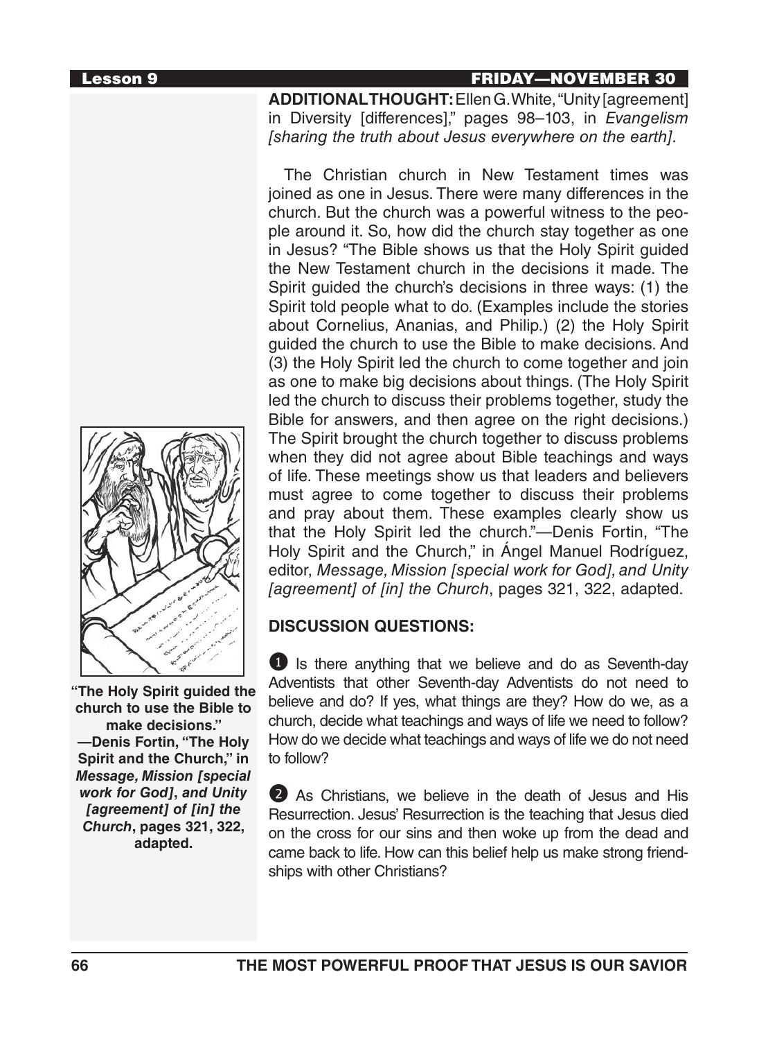**ADDITIONAL THOUGHT:** Ellen G. White, "Unity [agreement] in Diversity [differences]," pages 98–103, in *Evangelism [sharing the truth about Jesus everywhere on the earth].*

The Christian church in New Testament times was joined as one in Jesus. There were many differences in the church. But the church was a powerful witness to the people around it. So, how did the church stay together as one in Jesus? "The Bible shows us that the Holy Spirit guided the New Testament church in the decisions it made. The Spirit guided the church's decisions in three ways: (1) the Spirit told people what to do. (Examples include the stories about Cornelius, Ananias, and Philip.) (2) the Holy Spirit guided the church to use the Bible to make decisions. And (3) the Holy Spirit led the church to come together and join as one to make big decisions about things. (The Holy Spirit led the church to discuss their problems together, study the Bible for answers, and then agree on the right decisions.) The Spirit brought the church together to discuss problems when they did not agree about Bible teachings and ways of life. These meetings show us that leaders and believers must agree to come together to discuss their problems and pray about them. These examples clearly show us that the Holy Spirit led the church."—Denis Fortin, "The Holy Spirit and the Church," in Ángel Manuel Rodríguez, editor, *Message, Mission [special work for God], and Unity [agreement] of [in] the Church*, pages 321, 322, adapted.

**"The Holy Spirit guided the church to use the Bible to make decisions." —Denis Fortin, "The Holy Spirit and the Church," in *Message, Mission [special work for God], and Unity [agreement] of [in] the Church*, pages 321, 322, adapted.**

## DISCUSSION QUESTIONS:

1. Is there anything that we believe and do as Seventh-day Adventists that other Seventh-day Adventists do not need to believe and do? If yes, what things are they? How do we, as a church, decide what teachings and ways of life we need to follow? How do we decide what teachings and ways of life we do not need to follow?

2. As Christians, we believe in the death of Jesus and His Resurrection. Jesus' Resurrection is the teaching that Jesus died on the cross for our sins and then woke up from the dead and came back to life. How can this belief help us make strong friendships with other Christians?